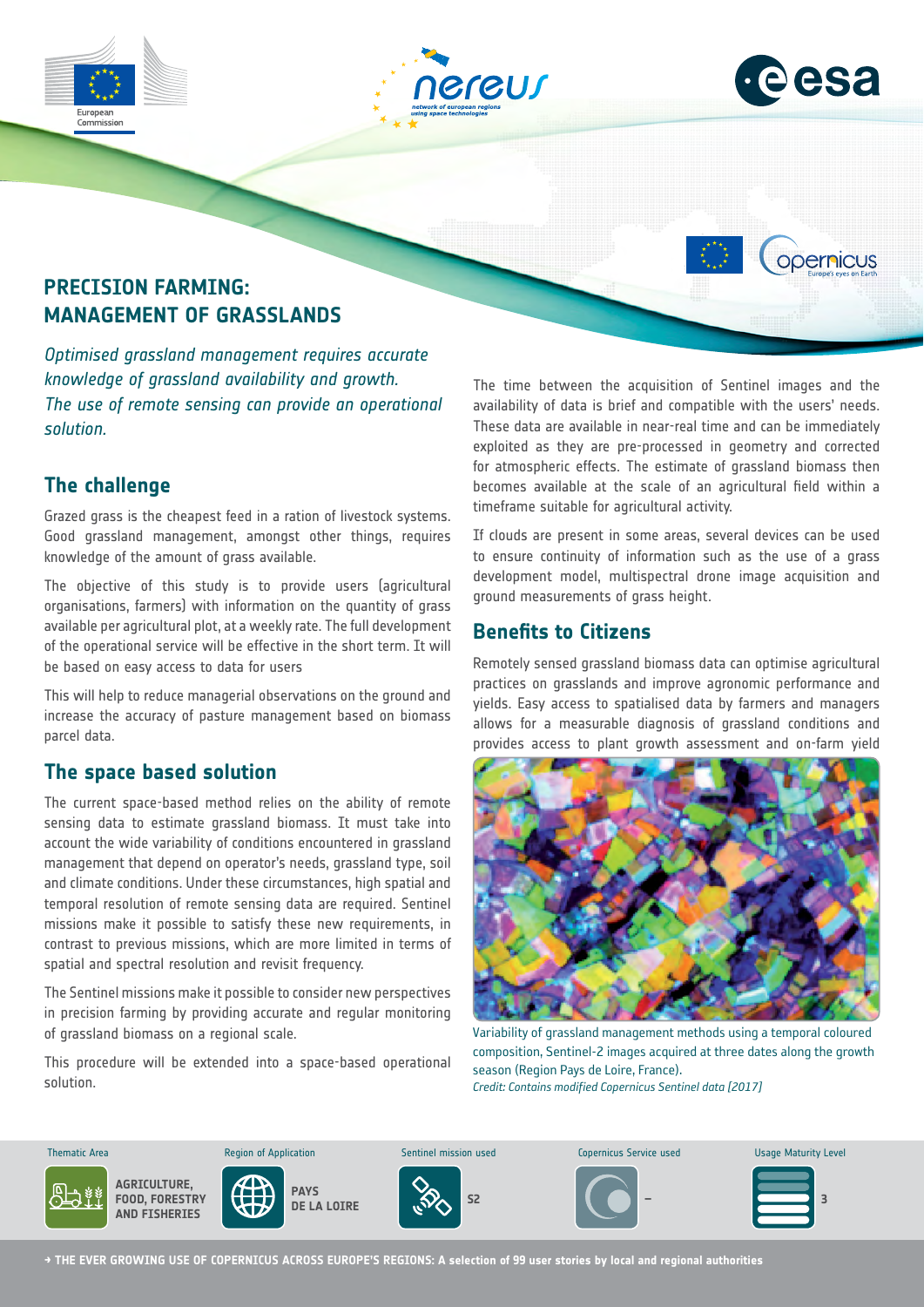## PRECISION FARMING: MANAGEMENT OF GRASSLANDS

*Optimised grassland management requires accurate knowledge of grassland availability and growth. The use of remote sensing can provide an operational solution.*

### The challenge

Grazed grass is the cheapest feed in a ration of livestock systems. Good grassland management, amongst other things, requires knowledge of the amount of grass available.

The objective of this study is to provide users (agricultural organisations, farmers) with information on the quantity of grass available per agricultural plot, at a weekly rate. The full development of the operational service will be effective in the short term. It will be based on easy access to data for users

This will help to reduce managerial observations on the ground and increase the accuracy of pasture management based on biomass parcel data.

### The space based solution

The current space-based method relies on the ability of remote sensing data to estimate grassland biomass. It must take into account the wide variability of conditions encountered in grassland management that depend on operator's needs, grassland type, soil and climate conditions. Under these circumstances, high spatial and temporal resolution of remote sensing data are required. Sentinel missions make it possible to satisfy these new requirements, in contrast to previous missions, which are more limited in terms of spatial and spectral resolution and revisit frequency.

The Sentinel missions make it possible to consider new perspectives in precision farming by providing accurate and regular monitoring of grassland biomass on a regional scale.

This procedure will be extended into a space-based operational solution.

The time between the acquisition of Sentinel images and the availability of data is brief and compatible with the users' needs. These data are available in near-real time and can be immediately exploited as they are pre-processed in geometry and corrected for atmospheric effects. The estimate of grassland biomass then becomes available at the scale of an agricultural field within a timeframe suitable for agricultural activity.

If clouds are present in some areas, several devices can be used to ensure continuity of information such as the use of a grass development model, multispectral drone image acquisition and ground measurements of grass height.

### Benefits to Citizens

Remotely sensed grassland biomass data can optimise agricultural practices on grasslands and improve agronomic performance and yields. Easy access to spatialised data by farmers and managers allows for a measurable diagnosis of grassland conditions and provides access to plant growth assessment and on-farm yield

Variability of grassland management methods using a temporal coloured composition, Sentinel-2 images acquired at three dates along the growth season (Region Pays de Loire, France).
*Credit: Contains modified Copernicus Sentinel data [2017]*

| Thematic Area | Region of Application | Sentinel mission used | Copernicus Service used | Usage Maturity Level |
|---|---|---|---|---|
| AGRICULTURE, FOOD, FORESTRY AND FISHERIES | PAYS DE LA LOIRE | S2 | – | 3 |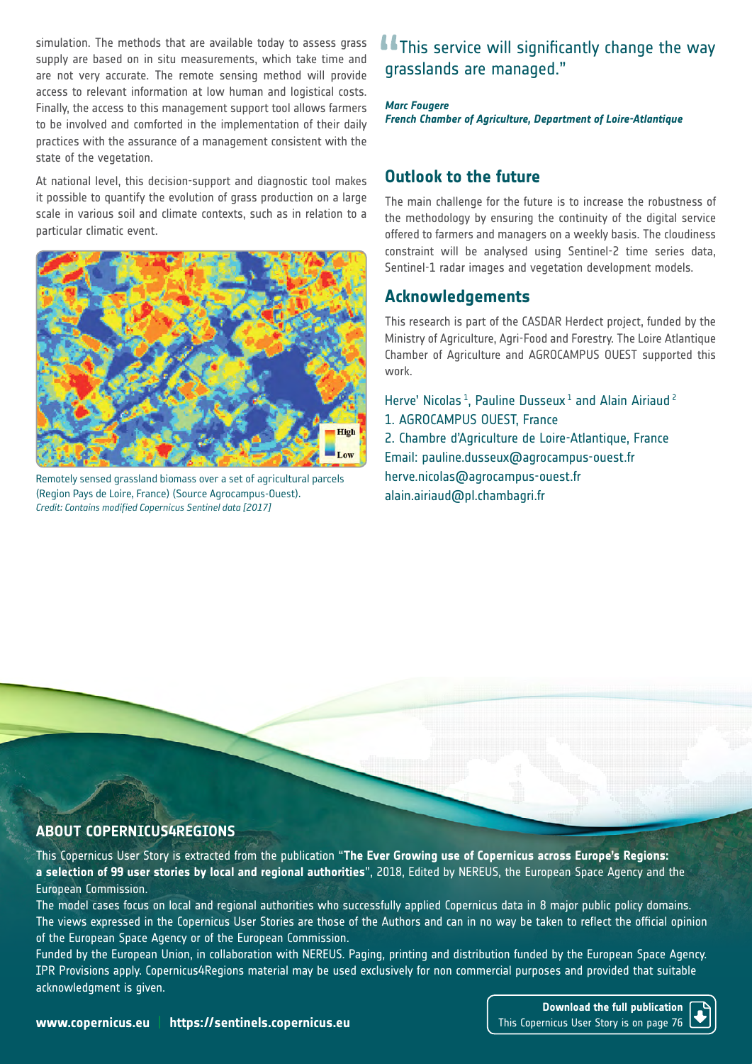simulation. The methods that are available today to assess grass supply are based on in situ measurements, which take time and are not very accurate. The remote sensing method will provide access to relevant information at low human and logistical costs. Finally, the access to this management support tool allows farmers to be involved and comforted in the implementation of their daily practices with the assurance of a management consistent with the state of the vegetation.

At national level, this decision-support and diagnostic tool makes it possible to quantify the evolution of grass production on a large scale in various soil and climate contexts, such as in relation to a particular climatic event.

High
Low

Remotely sensed grassland biomass over a set of agricultural parcels (Region Pays de Loire, France) (Source Agrocampus-Ouest).
*Credit: Contains modified Copernicus Sentinel data [2017]*

> "This service will significantly change the way grasslands are managed."
>
> ***Marc Fougere***
> ***French Chamber of Agriculture, Department of Loire-Atlantique***

## Outlook to the future

The main challenge for the future is to increase the robustness of the methodology by ensuring the continuity of the digital service offered to farmers and managers on a weekly basis. The cloudiness constraint will be analysed using Sentinel-2 time series data, Sentinel-1 radar images and vegetation development models.

## Acknowledgements

This research is part of the CASDAR Herdect project, funded by the Ministry of Agriculture, Agri-Food and Forestry. The Loire Atlantique Chamber of Agriculture and AGROCAMPUS OUEST supported this work.

Herve' Nicolas [1], Pauline Dusseux [1] and Alain Airiaud [2]
1. AGROCAMPUS OUEST, France
2. Chambre d'Agriculture de Loire-Atlantique, France
Email: pauline.dusseux@agrocampus-ouest.fr
herve.nicolas@agrocampus-ouest.fr
alain.airiaud@pl.chambagri.fr

## ABOUT COPERNICUS4REGIONS

This Copernicus User Story is extracted from the publication "**The Ever Growing use of Copernicus across Europe's Regions: a selection of 99 user stories by local and regional authorities**", 2018, Edited by NEREUS, the European Space Agency and the European Commission.
The model cases focus on local and regional authorities who successfully applied Copernicus data in 8 major public policy domains.
The views expressed in the Copernicus User Stories are those of the Authors and can in no way be taken to reflect the official opinion of the European Space Agency or of the European Commission.
Funded by the European Union, in collaboration with NEREUS. Paging, printing and distribution funded by the European Space Agency.
IPR Provisions apply. Copernicus4Regions material may be used exclusively for non commercial purposes and provided that suitable acknowledgment is given.

**www.copernicus.eu** | **https://sentinels.copernicus.eu**

**Download the full publication**
This Copernicus User Story is on page 76